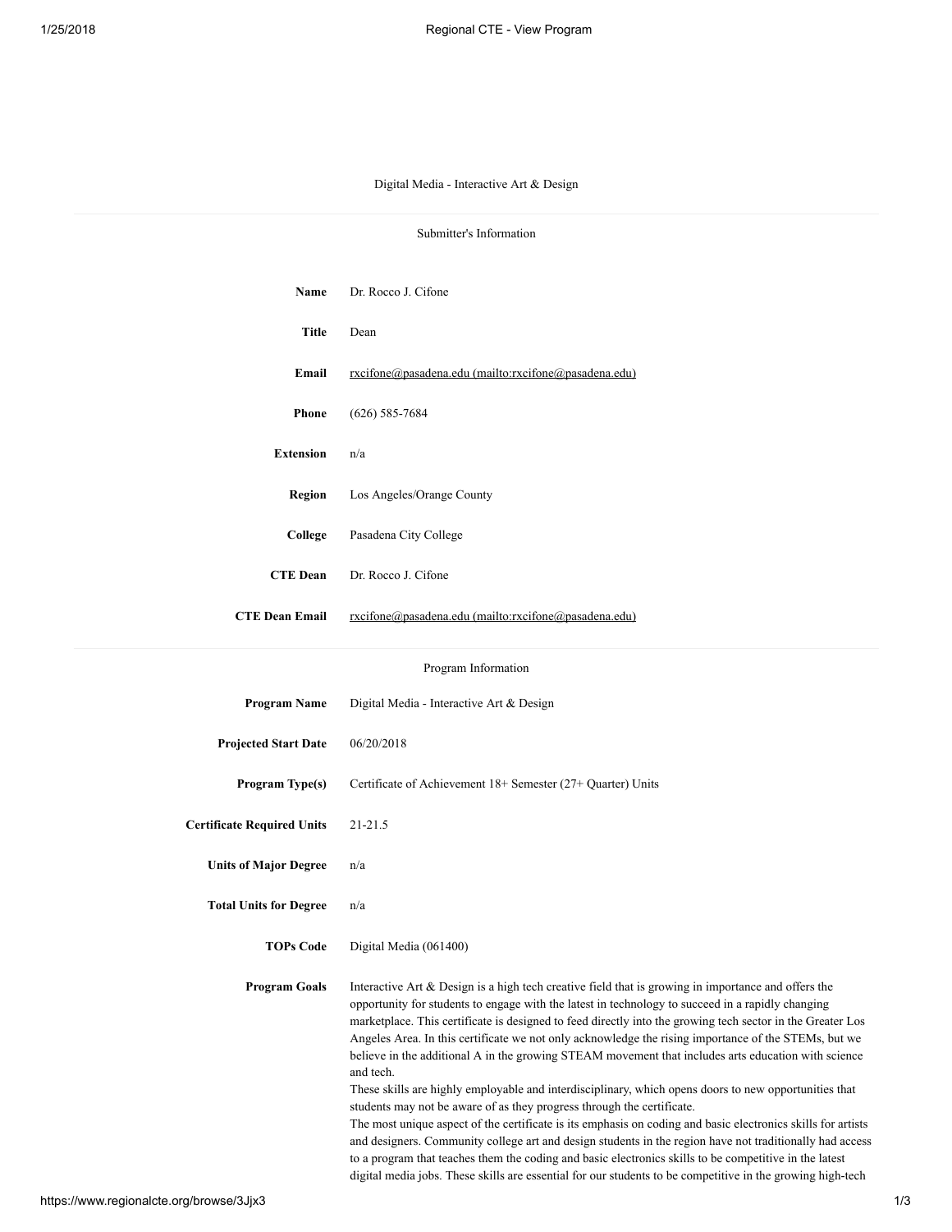# Digital Media - Interactive Art & Design

## Submitter's Information

| | |
|---|---|
| **Name** | Dr. Rocco J. Cifone |
| **Title** | Dean |
| **Email** | rxcifone@pasadena.edu (mailto:rxcifone@pasadena.edu) |
| **Phone** | (626) 585-7684 |
| **Extension** | n/a |
| **Region** | Los Angeles/Orange County |
| **College** | Pasadena City College |
| **CTE Dean** | Dr. Rocco J. Cifone |
| **CTE Dean Email** | rxcifone@pasadena.edu (mailto:rxcifone@pasadena.edu) |

## Program Information

| | |
|---|---|
| **Program Name** | Digital Media - Interactive Art & Design |
| **Projected Start Date** | 06/20/2018 |
| **Program Type(s)** | Certificate of Achievement 18+ Semester (27+ Quarter) Units |
| **Certificate Required Units** | 21-21.5 |
| **Units of Major Degree** | n/a |
| **Total Units for Degree** | n/a |
| **TOPs Code** | Digital Media (061400) |

**Program Goals**

Interactive Art & Design is a high tech creative field that is growing in importance and offers the opportunity for students to engage with the latest in technology to succeed in a rapidly changing marketplace. This certificate is designed to feed directly into the growing tech sector in the Greater Los Angeles Area. In this certificate we not only acknowledge the rising importance of the STEMs, but we believe in the additional A in the growing STEAM movement that includes arts education with science and tech.

These skills are highly employable and interdisciplinary, which opens doors to new opportunities that students may not be aware of as they progress through the certificate.

The most unique aspect of the certificate is its emphasis on coding and basic electronics skills for artists and designers. Community college art and design students in the region have not traditionally had access to a program that teaches them the coding and basic electronics skills to be competitive in the latest digital media jobs. These skills are essential for our students to be competitive in the growing high-tech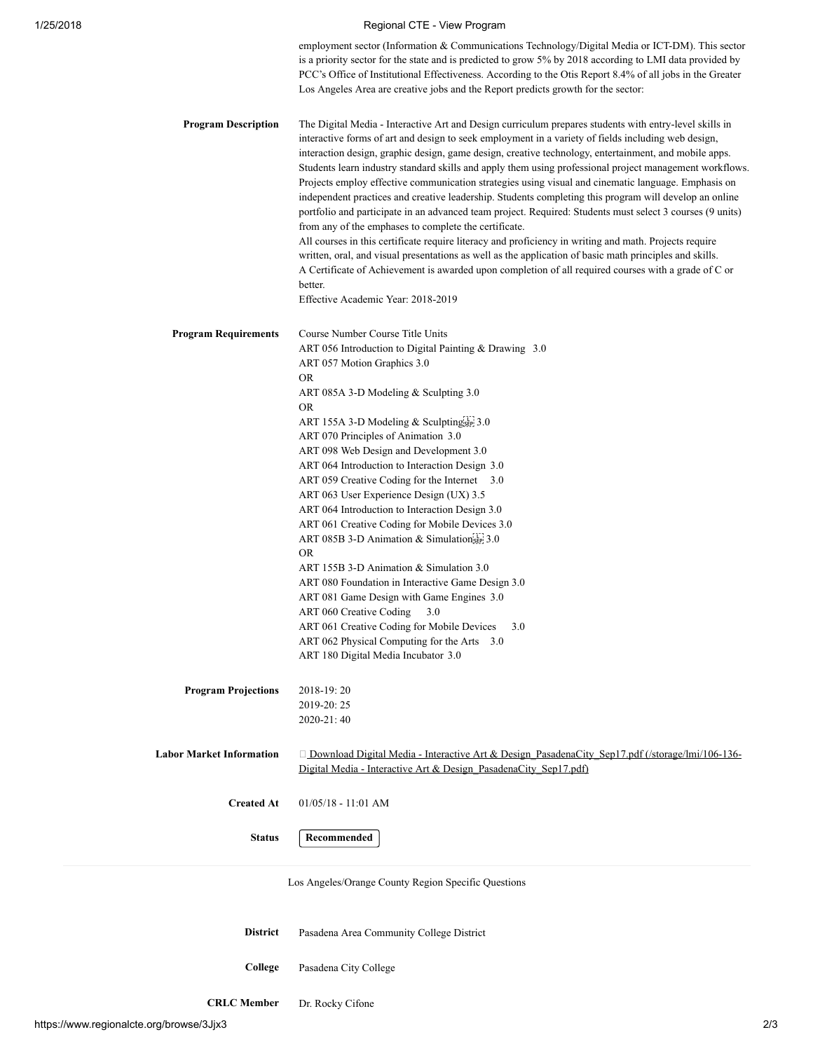employment sector (Information & Communications Technology/Digital Media or ICT-DM). This sector is a priority sector for the state and is predicted to grow 5% by 2018 according to LMI data provided by PCC's Office of Institutional Effectiveness. According to the Otis Report 8.4% of all jobs in the Greater Los Angeles Area are creative jobs and the Report predicts growth for the sector:

**Program Description**

The Digital Media - Interactive Art and Design curriculum prepares students with entry-level skills in interactive forms of art and design to seek employment in a variety of fields including web design, interaction design, graphic design, game design, creative technology, entertainment, and mobile apps. Students learn industry standard skills and apply them using professional project management workflows. Projects employ effective communication strategies using visual and cinematic language. Emphasis on independent practices and creative leadership. Students completing this program will develop an online portfolio and participate in an advanced team project. Required: Students must select 3 courses (9 units) from any of the emphases to complete the certificate.
All courses in this certificate require literacy and proficiency in writing and math. Projects require written, oral, and visual presentations as well as the application of basic math principles and skills.
A Certificate of Achievement is awarded upon completion of all required courses with a grade of C or better.
Effective Academic Year: 2018-2019

**Program Requirements**

Course Number Course Title Units
ART 056 Introduction to Digital Painting & Drawing 3.0
ART 057 Motion Graphics 3.0
OR
ART 085A 3-D Modeling & Sculpting 3.0
OR
ART 155A 3-D Modeling & Sculpting 3.0
ART 070 Principles of Animation 3.0
ART 098 Web Design and Development 3.0
ART 064 Introduction to Interaction Design 3.0
ART 059 Creative Coding for the Internet 3.0
ART 063 User Experience Design (UX) 3.5
ART 064 Introduction to Interaction Design 3.0
ART 061 Creative Coding for Mobile Devices 3.0
ART 085B 3-D Animation & Simulation 3.0
OR
ART 155B 3-D Animation & Simulation 3.0
ART 080 Foundation in Interactive Game Design 3.0
ART 081 Game Design with Game Engines 3.0
ART 060 Creative Coding 3.0
ART 061 Creative Coding for Mobile Devices 3.0
ART 062 Physical Computing for the Arts 3.0
ART 180 Digital Media Incubator 3.0

**Program Projections**

2018-19: 20
2019-20: 25
2020-21: 40

**Labor Market Information**

Download Digital Media - Interactive Art & Design_PasadenaCity_Sep17.pdf (/storage/lmi/106-136-Digital Media - Interactive Art & Design_PasadenaCity_Sep17.pdf)

**Created At**

01/05/18 - 11:01 AM

**Status**

Recommended

---

Los Angeles/Orange County Region Specific Questions

**District**

Pasadena Area Community College District

**College**

Pasadena City College

**CRLC Member**

Dr. Rocky Cifone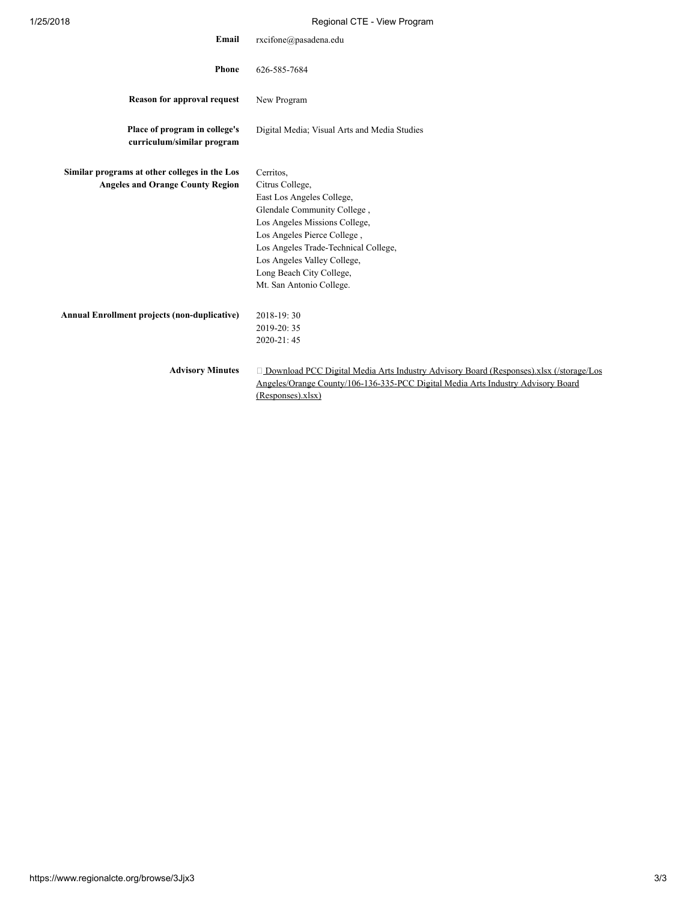| | |
|---|---|
| **Email** | rxcifone@pasadena.edu |
| **Phone** | 626-585-7684 |
| **Reason for approval request** | New Program |
| **Place of program in college's curriculum/similar program** | Digital Media; Visual Arts and Media Studies |
| **Similar programs at other colleges in the Los Angeles and Orange County Region** | Cerritos,<br>Citrus College,<br>East Los Angeles College,<br>Glendale Community College ,<br>Los Angeles Missions College,<br>Los Angeles Pierce College ,<br>Los Angeles Trade-Technical College,<br>Los Angeles Valley College,<br>Long Beach City College,<br>Mt. San Antonio College. |
| **Annual Enrollment projects (non-duplicative)** | 2018-19: 30<br>2019-20: 35<br>2020-21: 45 |
| **Advisory Minutes** | Download PCC Digital Media Arts Industry Advisory Board (Responses).xlsx (/storage/Los Angeles/Orange County/106-136-335-PCC Digital Media Arts Industry Advisory Board (Responses).xlsx) |